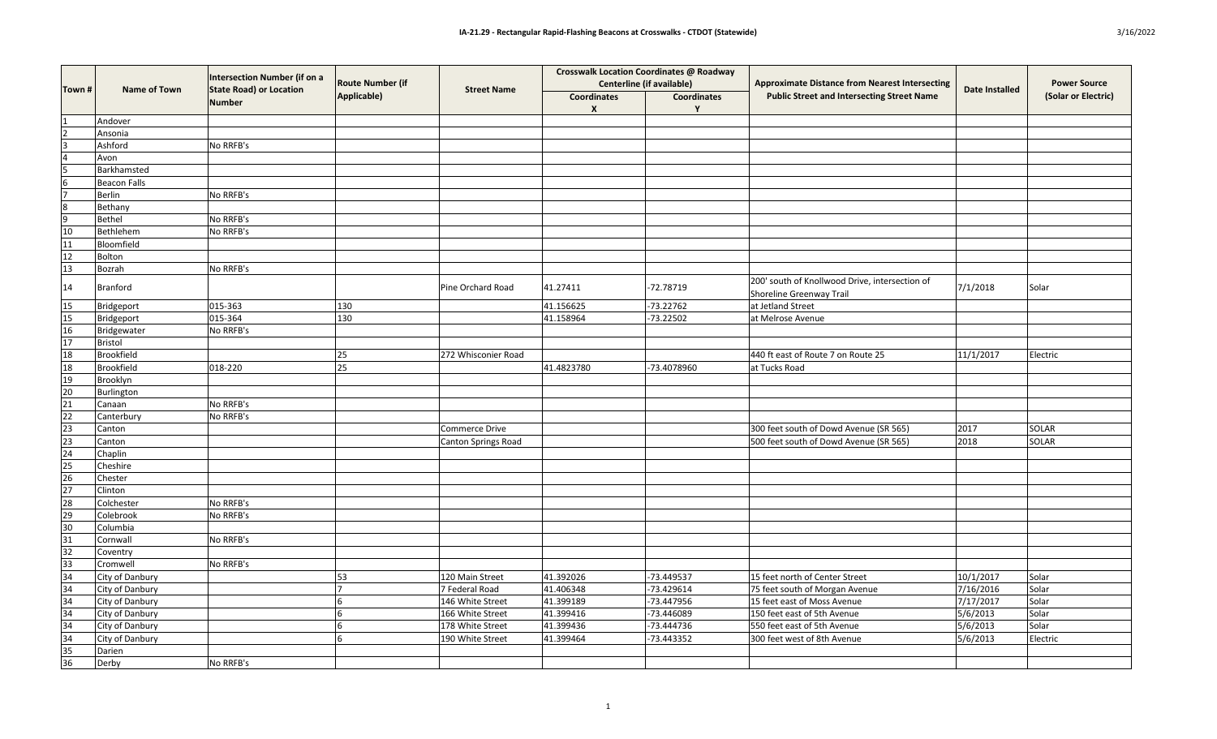# IA-21.29 - Rectangular Rapid-Flashing Beacons at Crosswalks - CTDOT (Statewide)

3/16/2022

| Town # | Name of Town | Intersection Number (if on a State Road) or Location Number | Route Number (if Applicable) | Street Name | Crosswalk Location Coordinates @ Roadway Centerline (if available) | | Approximate Distance from Nearest Intersecting Public Street and Intersecting Street Name | Date Installed | Power Source (Solar or Electric) |
|---|---|---|---|---|---|---|---|---|---|
| | | | | | Coordinates X | Coordinates Y | | | |
| 1 | Andover | | | | | | | | |
| 2 | Ansonia | | | | | | | | |
| 3 | Ashford | No RRFB's | | | | | | | |
| 4 | Avon | | | | | | | | |
| 5 | Barkhamsted | | | | | | | | |
| 6 | Beacon Falls | | | | | | | | |
| 7 | Berlin | No RRFB's | | | | | | | |
| 8 | Bethany | | | | | | | | |
| 9 | Bethel | No RRFB's | | | | | | | |
| 10 | Bethlehem | No RRFB's | | | | | | | |
| 11 | Bloomfield | | | | | | | | |
| 12 | Bolton | | | | | | | | |
| 13 | Bozrah | No RRFB's | | | | | | | |
| 14 | Branford | | | Pine Orchard Road | 41.27411 | -72.78719 | 200' south of Knollwood Drive, intersection of Shoreline Greenway Trail | 7/1/2018 | Solar |
| 15 | Bridgeport | 015-363 | 130 | | 41.156625 | -73.22762 | at Jetland Street | | |
| 15 | Bridgeport | 015-364 | 130 | | 41.158964 | -73.22502 | at Melrose Avenue | | |
| 16 | Bridgewater | No RRFB's | | | | | | | |
| 17 | Bristol | | | | | | | | |
| 18 | Brookfield | | 25 | 272 Whisconier Road | | | 440 ft east of Route 7 on Route 25 | 11/1/2017 | Electric |
| 18 | Brookfield | 018-220 | 25 | | 41.4823780 | -73.4078960 | at Tucks Road | | |
| 19 | Brooklyn | | | | | | | | |
| 20 | Burlington | | | | | | | | |
| 21 | Canaan | No RRFB's | | | | | | | |
| 22 | Canterbury | No RRFB's | | | | | | | |
| 23 | Canton | | | Commerce Drive | | | 300 feet south of Dowd Avenue (SR 565) | 2017 | SOLAR |
| 23 | Canton | | | Canton Springs Road | | | 500 feet south of Dowd Avenue (SR 565) | 2018 | SOLAR |
| 24 | Chaplin | | | | | | | | |
| 25 | Cheshire | | | | | | | | |
| 26 | Chester | | | | | | | | |
| 27 | Clinton | | | | | | | | |
| 28 | Colchester | No RRFB's | | | | | | | |
| 29 | Colebrook | No RRFB's | | | | | | | |
| 30 | Columbia | | | | | | | | |
| 31 | Cornwall | No RRFB's | | | | | | | |
| 32 | Coventry | | | | | | | | |
| 33 | Cromwell | No RRFB's | | | | | | | |
| 34 | City of Danbury | | 53 | 120 Main Street | 41.392026 | -73.449537 | 15 feet north of Center Street | 10/1/2017 | Solar |
| 34 | City of Danbury | | 7 | 7 Federal Road | 41.406348 | -73.429614 | 75 feet south of Morgan Avenue | 7/16/2016 | Solar |
| 34 | City of Danbury | | 6 | 146 White Street | 41.399189 | -73.447956 | 15 feet east of Moss Avenue | 7/17/2017 | Solar |
| 34 | City of Danbury | | 6 | 166 White Street | 41.399416 | -73.446089 | 150 feet east of 5th Avenue | 5/6/2013 | Solar |
| 34 | City of Danbury | | 6 | 178 White Street | 41.399436 | -73.444736 | 550 feet east of 5th Avenue | 5/6/2013 | Solar |
| 34 | City of Danbury | | 6 | 190 White Street | 41.399464 | -73.443352 | 300 feet west of 8th Avenue | 5/6/2013 | Electric |
| 35 | Darien | | | | | | | | |
| 36 | Derby | No RRFB's | | | | | | | |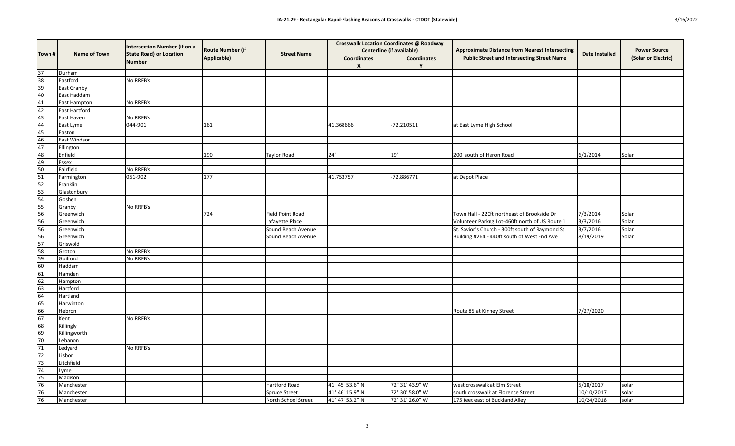# IA-21.29 - Rectangular Rapid-Flashing Beacons at Crosswalks - CTDOT (Statewide)

| Town # | Name of Town | Intersection Number (if on a State Road) or Location Number | Route Number (if Applicable) | Street Name | Crosswalk Location Coordinates @ Roadway Centerline (if available) | | Approximate Distance from Nearest Intersecting Public Street and Intersecting Street Name | Date Installed | Power Source (Solar or Electric) |
|---|---|---|---|---|---|---|---|---|---|
| | | | | | Coordinates X | Coordinates Y | | | |
| 37 | Durham | | | | | | | | |
| 38 | Eastford | No RRFB's | | | | | | | |
| 39 | East Granby | | | | | | | | |
| 40 | East Haddam | | | | | | | | |
| 41 | East Hampton | No RRFB's | | | | | | | |
| 42 | East Hartford | | | | | | | | |
| 43 | East Haven | No RRFB's | | | | | | | |
| 44 | East Lyme | 044-901 | 161 | | 41.368666 | -72.210511 | at East Lyme High School | | |
| 45 | Easton | | | | | | | | |
| 46 | East Windsor | | | | | | | | |
| 47 | Ellington | | | | | | | | |
| 48 | Enfield | | 190 | Taylor Road | 24' | 19' | 200' south of Heron Road | 6/1/2014 | Solar |
| 49 | Essex | | | | | | | | |
| 50 | Fairfield | No RRFB's | | | | | | | |
| 51 | Farmington | 051-902 | 177 | | 41.753757 | -72.886771 | at Depot Place | | |
| 52 | Franklin | | | | | | | | |
| 53 | Glastonbury | | | | | | | | |
| 54 | Goshen | | | | | | | | |
| 55 | Granby | No RRFB's | | | | | | | |
| 56 | Greenwich | | 724 | Field Point Road | | | Town Hall - 220ft northeast of Brookside Dr | 7/3/2014 | Solar |
| 56 | Greenwich | | | Lafayette Place | | | Volunteer Parkng Lot-460ft north of US Route 1 | 3/3/2016 | Solar |
| 56 | Greenwich | | | Sound Beach Avenue | | | St. Savior's Church - 300ft south of Raymond St | 3/7/2016 | Solar |
| 56 | Greenwich | | | Sound Beach Avenue | | | Building #264 - 440ft south of West End Ave | 8/19/2019 | Solar |
| 57 | Griswold | | | | | | | | |
| 58 | Groton | No RRFB's | | | | | | | |
| 59 | Guilford | No RRFB's | | | | | | | |
| 60 | Haddam | | | | | | | | |
| 61 | Hamden | | | | | | | | |
| 62 | Hampton | | | | | | | | |
| 63 | Hartford | | | | | | | | |
| 64 | Hartland | | | | | | | | |
| 65 | Harwinton | | | | | | | | |
| 66 | Hebron | | | | | | Route 85 at Kinney Street | 7/27/2020 | |
| 67 | Kent | No RRFB's | | | | | | | |
| 68 | Killingly | | | | | | | | |
| 69 | Killingworth | | | | | | | | |
| 70 | Lebanon | | | | | | | | |
| 71 | Ledyard | No RRFB's | | | | | | | |
| 72 | Lisbon | | | | | | | | |
| 73 | Litchfield | | | | | | | | |
| 74 | Lyme | | | | | | | | |
| 75 | Madison | | | | | | | | |
| 76 | Manchester | | | Hartford Road | 41° 45' 53.6" N | 72° 31' 43.9" W | west crosswalk at Elm Street | 5/18/2017 | solar |
| 76 | Manchester | | | Spruce Street | 41° 46' 15.9" N | 72° 30' 58.0" W | south crosswalk at Florence Street | 10/10/2017 | solar |
| 76 | Manchester | | | North School Street | 41° 47' 53.2" N | 72° 31' 26.0" W | 175 feet east of Buckland Alley | 10/24/2018 | solar |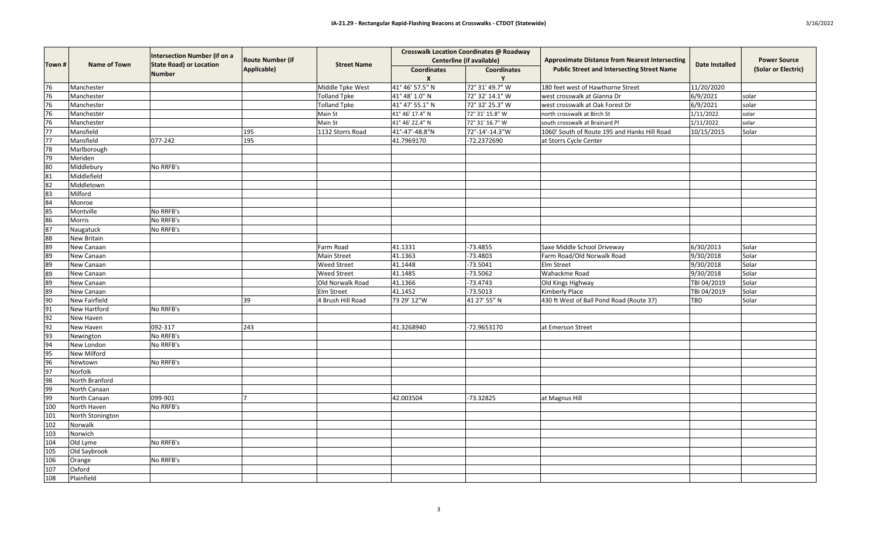# IA-21.29 - Rectangular Rapid-Flashing Beacons at Crosswalks - CTDOT (Statewide)

3/16/2022

| Town # | Name of Town | Intersection Number (if on a State Road) or Location Number | Route Number (if Applicable) | Street Name | Crosswalk Location Coordinates @ Roadway Centerline (if available) | | Approximate Distance from Nearest Intersecting Public Street and Intersecting Street Name | Date Installed | Power Source (Solar or Electric) |
|---|---|---|---|---|---|---|---|---|---|
| | | | | | Coordinates X | Coordinates Y | | | |
| 76 | Manchester | | | Middle Tpke West | 41° 46' 57.5" N | 72° 31' 49.7" W | 180 feet west of Hawthorne Street | 11/20/2020 | |
| 76 | Manchester | | | Tolland Tpke | 41° 48' 1.0" N | 72° 32' 14.1" W | west crosswalk at Gianna Dr | 6/9/2021 | solar |
| 76 | Manchester | | | Tolland Tpke | 41° 47' 55.1" N | 72° 32' 25.3" W | west crosswalk at Oak Forest Dr | 6/9/2021 | solar |
| 76 | Manchester | | | Main St | 41° 46' 17.4" N | 72° 31' 15.8" W | north crosswalk at Birch St | 1/11/2022 | solar |
| 76 | Manchester | | | Main St | 41° 46' 22.4" N | 72° 31' 16.7" W | south crosswalk at Brainard Pl | 1/11/2022 | solar |
| 77 | Mansfield | | 195 | 1132 Storrs Road | 41°-47'-48.8"N | 72°-14'-14.3"W | 1060' South of Route 195 and Hanks Hill Road | 10/15/2015 | Solar |
| 77 | Mansfield | 077-242 | 195 | | 41.7969170 | -72.2372690 | at Storrs Cycle Center | | |
| 78 | Marlborough | | | | | | | | |
| 79 | Meriden | | | | | | | | |
| 80 | Middlebury | No RRFB's | | | | | | | |
| 81 | Middlefield | | | | | | | | |
| 82 | Middletown | | | | | | | | |
| 83 | Milford | | | | | | | | |
| 84 | Monroe | | | | | | | | |
| 85 | Montville | No RRFB's | | | | | | | |
| 86 | Morris | No RRFB's | | | | | | | |
| 87 | Naugatuck | No RRFB's | | | | | | | |
| 88 | New Britain | | | | | | | | |
| 89 | New Canaan | | | Farm Road | 41.1331 | -73.4855 | Saxe Middle School Driveway | 6/30/2013 | Solar |
| 89 | New Canaan | | | Main Street | 41.1363 | -73.4803 | Farm Road/Old Norwalk Road | 9/30/2018 | Solar |
| 89 | New Canaan | | | Weed Street | 41.1448 | -73.5041 | Elm Street | 9/30/2018 | Solar |
| 89 | New Canaan | | | Weed Street | 41.1485 | -73.5062 | Wahackme Road | 9/30/2018 | Solar |
| 89 | New Canaan | | | Old Norwalk Road | 41.1366 | -73.4743 | Old Kings Highway | TBI 04/2019 | Solar |
| 89 | New Canaan | | | Elm Street | 41.1452 | -73.5013 | Kimberly Place | TBI 04/2019 | Solar |
| 90 | New Fairfield | | 39 | 4 Brush Hill Road | 73 29' 12"W | 41 27' 55" N | 430 ft West of Ball Pond Road (Route 37) | TBD | Solar |
| 91 | New Hartford | No RRFB's | | | | | | | |
| 92 | New Haven | | | | | | | | |
| 92 | New Haven | 092-317 | 243 | | 41.3268940 | -72.9653170 | at Emerson Street | | |
| 93 | Newington | No RRFB's | | | | | | | |
| 94 | New London | No RRFB's | | | | | | | |
| 95 | New Milford | | | | | | | | |
| 96 | Newtown | No RRFB's | | | | | | | |
| 97 | Norfolk | | | | | | | | |
| 98 | North Branford | | | | | | | | |
| 99 | North Canaan | | | | | | | | |
| 99 | North Canaan | 099-901 | 7 | | 42.003504 | -73.32825 | at Magnus Hill | | |
| 100 | North Haven | No RRFB's | | | | | | | |
| 101 | North Stonington | | | | | | | | |
| 102 | Norwalk | | | | | | | | |
| 103 | Norwich | | | | | | | | |
| 104 | Old Lyme | No RRFB's | | | | | | | |
| 105 | Old Saybrook | | | | | | | | |
| 106 | Orange | No RRFB's | | | | | | | |
| 107 | Oxford | | | | | | | | |
| 108 | Plainfield | | | | | | | | |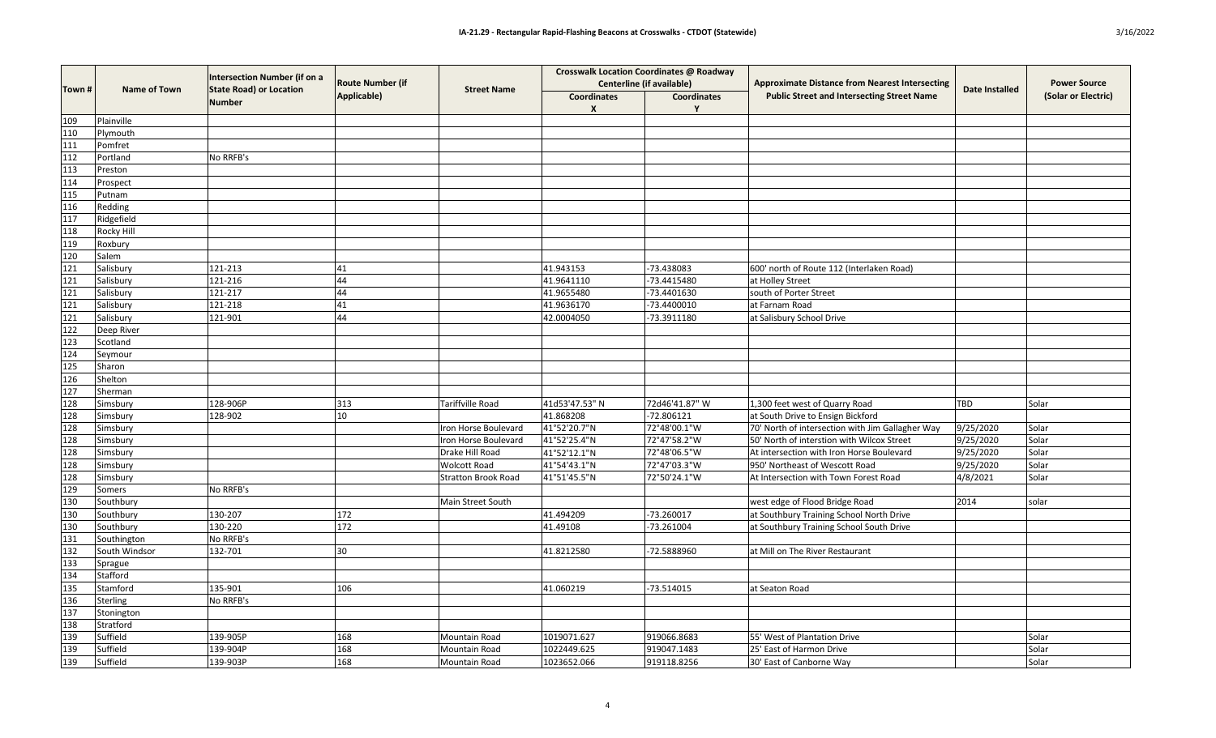| Town # | Name of Town | Intersection Number (if on a State Road) or Location Number | Route Number (if Applicable) | Street Name | Crosswalk Location Coordinates @ Roadway Centerline (if available) | | Approximate Distance from Nearest Intersecting Public Street and Intersecting Street Name | Date Installed | Power Source (Solar or Electric) |
|---|---|---|---|---|---|---|---|---|---|
| | | | | | Coordinates X | Coordinates Y | | | |
| 109 | Plainville | | | | | | | | |
| 110 | Plymouth | | | | | | | | |
| 111 | Pomfret | | | | | | | | |
| 112 | Portland | No RRFB's | | | | | | | |
| 113 | Preston | | | | | | | | |
| 114 | Prospect | | | | | | | | |
| 115 | Putnam | | | | | | | | |
| 116 | Redding | | | | | | | | |
| 117 | Ridgefield | | | | | | | | |
| 118 | Rocky Hill | | | | | | | | |
| 119 | Roxbury | | | | | | | | |
| 120 | Salem | | | | | | | | |
| 121 | Salisbury | 121-213 | 41 | | 41.943153 | -73.438083 | 600' north of Route 112 (Interlaken Road) | | |
| 121 | Salisbury | 121-216 | 44 | | 41.9641110 | -73.4415480 | at Holley Street | | |
| 121 | Salisbury | 121-217 | 44 | | 41.9655480 | -73.4401630 | south of Porter Street | | |
| 121 | Salisbury | 121-218 | 41 | | 41.9636170 | -73.4400010 | at Farnam Road | | |
| 121 | Salisbury | 121-901 | 44 | | 42.0004050 | -73.3911180 | at Salisbury School Drive | | |
| 122 | Deep River | | | | | | | | |
| 123 | Scotland | | | | | | | | |
| 124 | Seymour | | | | | | | | |
| 125 | Sharon | | | | | | | | |
| 126 | Shelton | | | | | | | | |
| 127 | Sherman | | | | | | | | |
| 128 | Simsbury | 128-906P | 313 | Tariffville Road | 41d53'47.53" N | 72d46'41.87" W | 1,300 feet west of Quarry Road | TBD | Solar |
| 128 | Simsbury | 128-902 | 10 | | 41.868208 | -72.806121 | at South Drive to Ensign Bickford | | |
| 128 | Simsbury | | | Iron Horse Boulevard | 41°52'20.7"N | 72°48'00.1"W | 70' North of intersection with Jim Gallagher Way | 9/25/2020 | Solar |
| 128 | Simsbury | | | Iron Horse Boulevard | 41°52'25.4"N | 72°47'58.2"W | 50' North of interstion with Wilcox Street | 9/25/2020 | Solar |
| 128 | Simsbury | | | Drake Hill Road | 41°52'12.1"N | 72°48'06.5"W | At intersection with Iron Horse Boulevard | 9/25/2020 | Solar |
| 128 | Simsbury | | | Wolcott Road | 41°54'43.1"N | 72°47'03.3"W | 950' Northeast of Wescott Road | 9/25/2020 | Solar |
| 128 | Simsbury | | | Stratton Brook Road | 41°51'45.5"N | 72°50'24.1"W | At Intersection with Town Forest Road | 4/8/2021 | Solar |
| 129 | Somers | No RRFB's | | | | | | | |
| 130 | Southbury | | | Main Street South | | | west edge of Flood Bridge Road | 2014 | solar |
| 130 | Southbury | 130-207 | 172 | | 41.494209 | -73.260017 | at Southbury Training School North Drive | | |
| 130 | Southbury | 130-220 | 172 | | 41.49108 | -73.261004 | at Southbury Training School South Drive | | |
| 131 | Southington | No RRFB's | | | | | | | |
| 132 | South Windsor | 132-701 | 30 | | 41.8212580 | -72.5888960 | at Mill on The River Restaurant | | |
| 133 | Sprague | | | | | | | | |
| 134 | Stafford | | | | | | | | |
| 135 | Stamford | 135-901 | 106 | | 41.060219 | -73.514015 | at Seaton Road | | |
| 136 | Sterling | No RRFB's | | | | | | | |
| 137 | Stonington | | | | | | | | |
| 138 | Stratford | | | | | | | | |
| 139 | Suffield | 139-905P | 168 | Mountain Road | 1019071.627 | 919066.8683 | 55' West of Plantation Drive | | Solar |
| 139 | Suffield | 139-904P | 168 | Mountain Road | 1022449.625 | 919047.1483 | 25' East of Harmon Drive | | Solar |
| 139 | Suffield | 139-903P | 168 | Mountain Road | 1023652.066 | 919118.8256 | 30' East of Canborne Way | | Solar |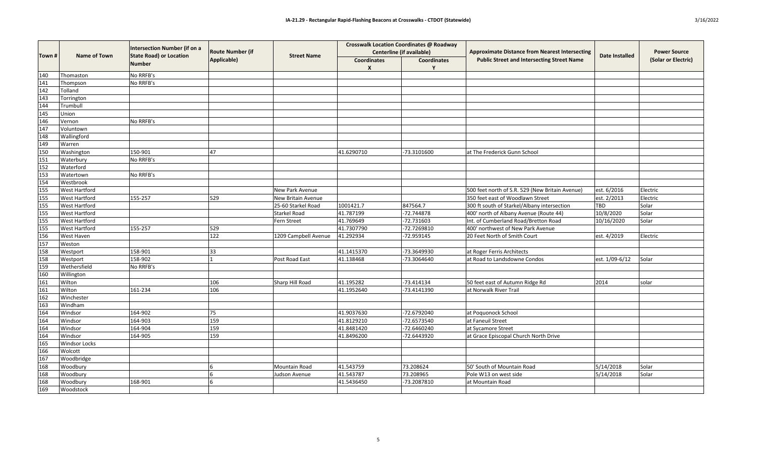| Town # | Name of Town | Intersection Number (if on a State Road) or Location Number | Route Number (if Applicable) | Street Name | Crosswalk Location Coordinates @ Roadway Centerline (if available) | | Approximate Distance from Nearest Intersecting Public Street and Intersecting Street Name | Date Installed | Power Source (Solar or Electric) |
|---|---|---|---|---|---|---|---|---|---|
| | | | | | Coordinates X | Coordinates Y | | | |
| 140 | Thomaston | No RRFB's | | | | | | | |
| 141 | Thompson | No RRFB's | | | | | | | |
| 142 | Tolland | | | | | | | | |
| 143 | Torrington | | | | | | | | |
| 144 | Trumbull | | | | | | | | |
| 145 | Union | | | | | | | | |
| 146 | Vernon | No RRFB's | | | | | | | |
| 147 | Voluntown | | | | | | | | |
| 148 | Wallingford | | | | | | | | |
| 149 | Warren | | | | | | | | |
| 150 | Washington | 150-901 | 47 | | 41.6290710 | -73.3101600 | at The Frederick Gunn School | | |
| 151 | Waterbury | No RRFB's | | | | | | | |
| 152 | Waterford | | | | | | | | |
| 153 | Watertown | No RRFB's | | | | | | | |
| 154 | Westbrook | | | | | | | | |
| 155 | West Hartford | | | New Park Avenue | | | 500 feet north of S.R. 529 (New Britain Avenue) | est. 6/2016 | Electric |
| 155 | West Hartford | 155-257 | 529 | New Britain Avenue | | | 350 feet east of Woodlawn Street | est. 2/2013 | Electric |
| 155 | West Hartford | | | 25-60 Starkel Road | 1001421.7 | 847564.7 | 300 ft south of Starkel/Albany intersection | TBD | Solar |
| 155 | West Hartford | | | Starkel Road | 41.787199 | -72.744878 | 400' north of Albany Avenue (Route 44) | 10/8/2020 | Solar |
| 155 | West Hartford | | | Fern Street | 41.769649 | -72.731603 | Int. of Cumberland Road/Bretton Road | 10/16/2020 | Solar |
| 155 | West Hartford | 155-257 | 529 | | 41.7307790 | -72.7269810 | 400' northwest of New Park Avenue | | |
| 156 | West Haven | | 122 | 1209 Campbell Avenue | 41.292934 | -72.959145 | 20 Feet North of Smith Court | est. 4/2019 | Electric |
| 157 | Weston | | | | | | | | |
| 158 | Westport | 158-901 | 33 | | 41.1415370 | -73.3649930 | at Roger Ferris Architects | | |
| 158 | Westport | 158-902 | 1 | Post Road East | 41.138468 | -73.3064640 | at Road to Landsdowne Condos | est. 1/09-6/12 | Solar |
| 159 | Wethersfield | No RRFB's | | | | | | | |
| 160 | Willington | | | | | | | | |
| 161 | Wilton | | 106 | Sharp Hill Road | 41.195282 | -73.414134 | 50 feet east of Autumn Ridge Rd | 2014 | solar |
| 161 | Wilton | 161-234 | 106 | | 41.1952640 | -73.4141390 | at Norwalk River Trail | | |
| 162 | Winchester | | | | | | | | |
| 163 | Windham | | | | | | | | |
| 164 | Windsor | 164-902 | 75 | | 41.9037630 | -72.6792040 | at Poquonock School | | |
| 164 | Windsor | 164-903 | 159 | | 41.8129210 | -72.6573540 | at Faneuil Street | | |
| 164 | Windsor | 164-904 | 159 | | 41.8481420 | -72.6460240 | at Sycamore Street | | |
| 164 | Windsor | 164-905 | 159 | | 41.8496200 | -72.6443920 | at Grace Episcopal Church North Drive | | |
| 165 | Windsor Locks | | | | | | | | |
| 166 | Wolcott | | | | | | | | |
| 167 | Woodbridge | | | | | | | | |
| 168 | Woodbury | | 6 | Mountain Road | 41.543759 | 73.208624 | 50' South of Mountain Road | 5/14/2018 | Solar |
| 168 | Woodbury | | 6 | Judson Avenue | 41.543787 | 73.208965 | Pole W13 on west side | 5/14/2018 | Solar |
| 168 | Woodbury | 168-901 | 6 | | 41.5436450 | -73.2087810 | at Mountain Road | | |
| 169 | Woodstock | | | | | | | | |